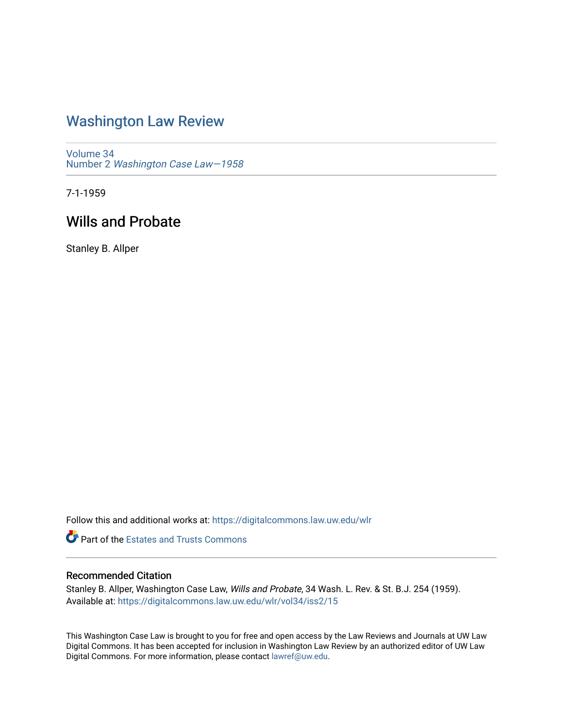# Washington Law Review

Volume 34
Number 2 *Washington Case Law—1958*

7-1-1959

## Wills and Probate

Stanley B. Allper

Follow this and additional works at: https://digitalcommons.law.uw.edu/wlr

Part of the Estates and Trusts Commons

### Recommended Citation

Stanley B. Allper, Washington Case Law, *Wills and Probate*, 34 Wash. L. Rev. & St. B.J. 254 (1959).
Available at: https://digitalcommons.law.uw.edu/wlr/vol34/iss2/15

This Washington Case Law is brought to you for free and open access by the Law Reviews and Journals at UW Law Digital Commons. It has been accepted for inclusion in Washington Law Review by an authorized editor of UW Law Digital Commons. For more information, please contact lawref@uw.edu.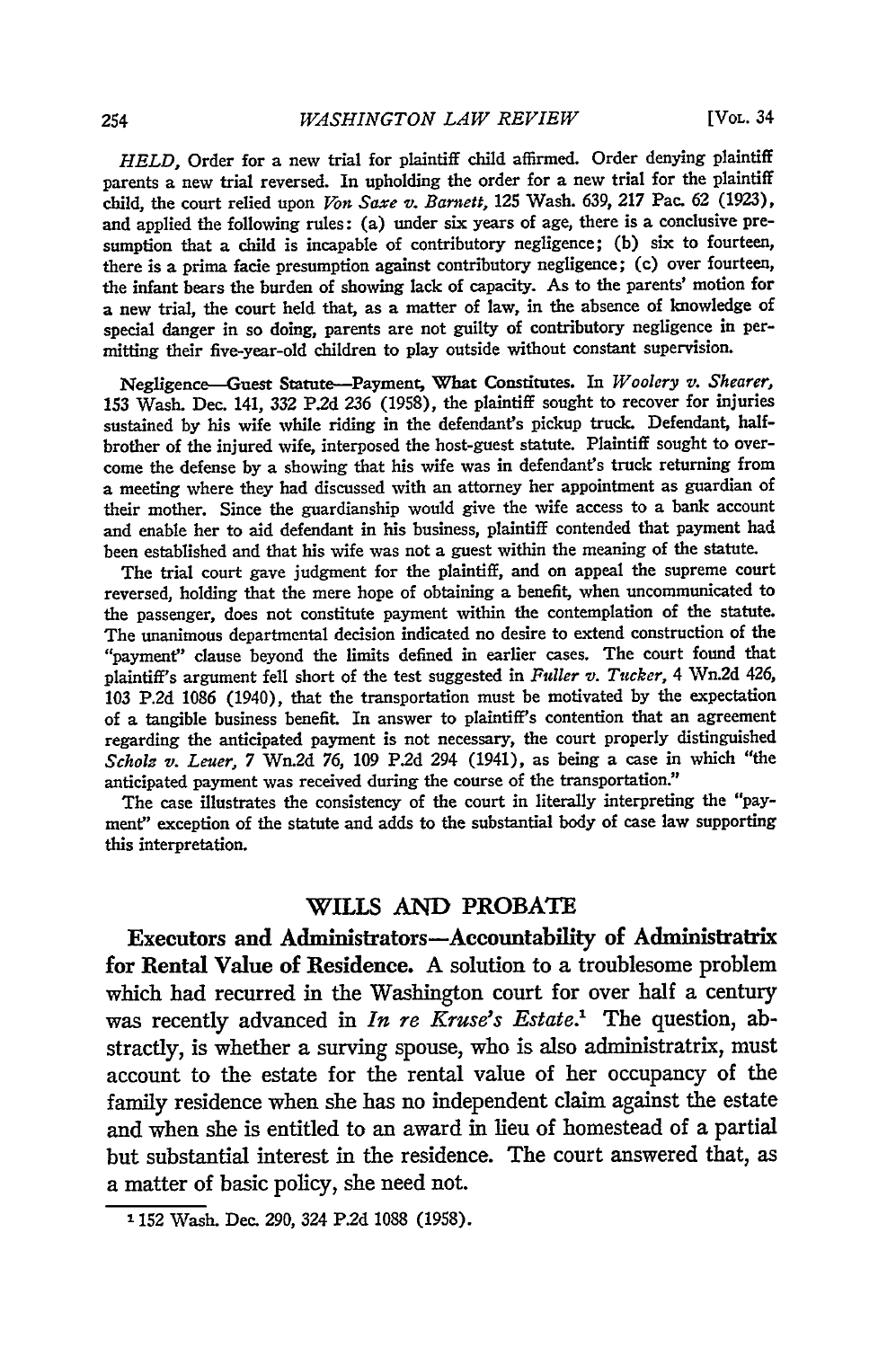*HELD*, Order for a new trial for plaintiff child affirmed. Order denying plaintiff parents a new trial reversed. In upholding the order for a new trial for the plaintiff child, the court relied upon *Von Saxe v. Barnett*, 125 Wash. 639, 217 Pac. 62 (1923), and applied the following rules: (a) under six years of age, there is a conclusive presumption that a child is incapable of contributory negligence; (b) six to fourteen, there is a prima facie presumption against contributory negligence; (c) over fourteen, the infant bears the burden of showing lack of capacity. As to the parents' motion for a new trial, the court held that, as a matter of law, in the absence of knowledge of special danger in so doing, parents are not guilty of contributory negligence in permitting their five-year-old children to play outside without constant supervision.

Negligence—Guest Statute—Payment, What Constitutes. In *Woolery v. Shearer*, 153 Wash. Dec. 141, 332 P.2d 236 (1958), the plaintiff sought to recover for injuries sustained by his wife while riding in the defendant's pickup truck. Defendant, half-brother of the injured wife, interposed the host-guest statute. Plaintiff sought to overcome the defense by a showing that his wife was in defendant's truck returning from a meeting where they had discussed with an attorney her appointment as guardian of their mother. Since the guardianship would give the wife access to a bank account and enable her to aid defendant in his business, plaintiff contended that payment had been established and that his wife was not a guest within the meaning of the statute.

The trial court gave judgment for the plaintiff, and on appeal the supreme court reversed, holding that the mere hope of obtaining a benefit, when uncommunicated to the passenger, does not constitute payment within the contemplation of the statute. The unanimous departmental decision indicated no desire to extend construction of the "payment" clause beyond the limits defined in earlier cases. The court found that plaintiff's argument fell short of the test suggested in *Fuller v. Tucker*, 4 Wn.2d 426, 103 P.2d 1086 (1940), that the transportation must be motivated by the expectation of a tangible business benefit. In answer to plaintiff's contention that an agreement regarding the anticipated payment is not necessary, the court properly distinguished *Scholz v. Leuer*, 7 Wn.2d 76, 109 P.2d 294 (1941), as being a case in which "the anticipated payment was received during the course of the transportation."

The case illustrates the consistency of the court in literally interpreting the "payment" exception of the statute and adds to the substantial body of case law supporting this interpretation.

## WILLS AND PROBATE

**Executors and Administrators—Accountability of Administratrix for Rental Value of Residence.** A solution to a troublesome problem which had recurred in the Washington court for over half a century was recently advanced in *In re Kruse's Estate*.[1] The question, abstractly, is whether a surviving spouse, who is also administratrix, must account to the estate for the rental value of her occupancy of the family residence when she has no independent claim against the estate and when she is entitled to an award in lieu of homestead of a partial but substantial interest in the residence. The court answered that, as a matter of basic policy, she need not.

[1] 152 Wash. Dec. 290, 324 P.2d 1088 (1958).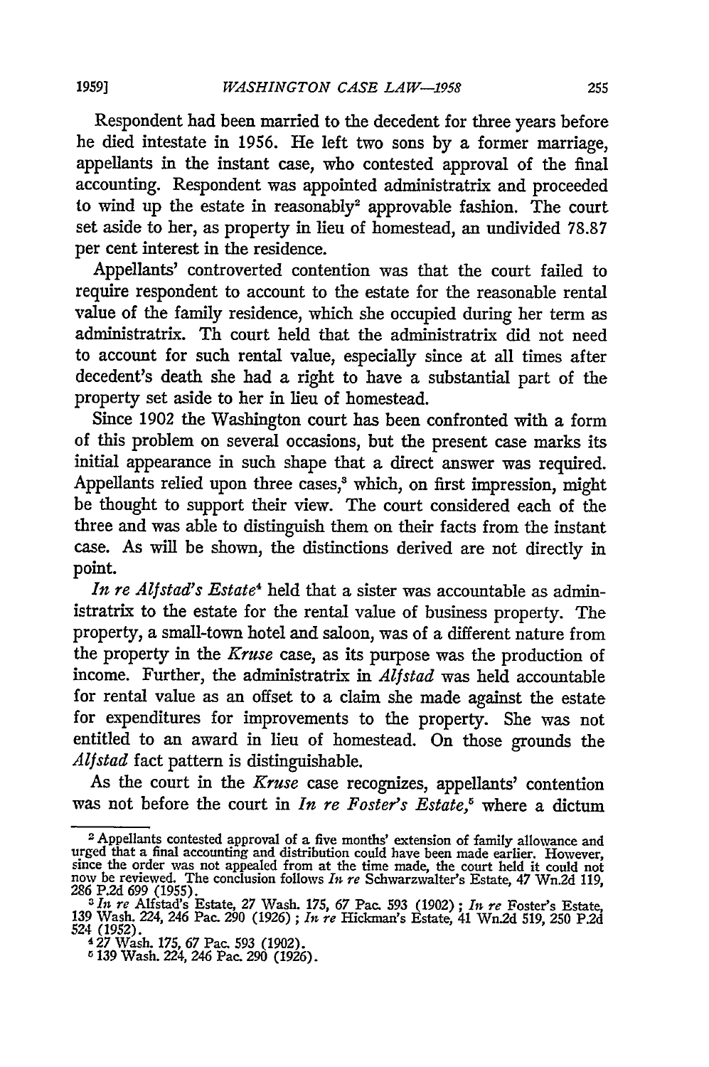Respondent had been married to the decedent for three years before he died intestate in 1956. He left two sons by a former marriage, appellants in the instant case, who contested approval of the final accounting. Respondent was appointed administratrix and proceeded to wind up the estate in reasonably[2] approvable fashion. The court set aside to her, as property in lieu of homestead, an undivided 78.87 per cent interest in the residence.

Appellants' controverted contention was that the court failed to require respondent to account to the estate for the reasonable rental value of the family residence, which she occupied during her term as administratrix. Th court held that the administratrix did not need to account for such rental value, especially since at all times after decedent's death she had a right to have a substantial part of the property set aside to her in lieu of homestead.

Since 1902 the Washington court has been confronted with a form of this problem on several occasions, but the present case marks its initial appearance in such shape that a direct answer was required. Appellants relied upon three cases,[3] which, on first impression, might be thought to support their view. The court considered each of the three and was able to distinguish them on their facts from the instant case. As will be shown, the distinctions derived are not directly in point.

*In re Alfstad's Estate*[4] held that a sister was accountable as administratrix to the estate for the rental value of business property. The property, a small-town hotel and saloon, was of a different nature from the property in the *Kruse* case, as its purpose was the production of income. Further, the administratrix in *Alfstad* was held accountable for rental value as an offset to a claim she made against the estate for expenditures for improvements to the property. She was not entitled to an award in lieu of homestead. On those grounds the *Alfstad* fact pattern is distinguishable.

As the court in the *Kruse* case recognizes, appellants' contention was not before the court in *In re Foster's Estate*,[5] where a dictum

---

[2] Appellants contested approval of a five months' extension of family allowance and urged that a final accounting and distribution could have been made earlier. However, since the order was not appealed from at the time made, the court held it could not now be reviewed. The conclusion follows *In re* Schwarzwalter's Estate, 47 Wn.2d 119, 286 P.2d 699 (1955).

[3] *In re* Alfstad's Estate, 27 Wash. 175, 67 Pac. 593 (1902); *In re* Foster's Estate, 139 Wash. 224, 246 Pac. 290 (1926); *In re* Hickman's Estate, 41 Wn.2d 519, 250 P.2d 524 (1952).

[4] 27 Wash. 175, 67 Pac. 593 (1902).

[5] 139 Wash. 224, 246 Pac. 290 (1926).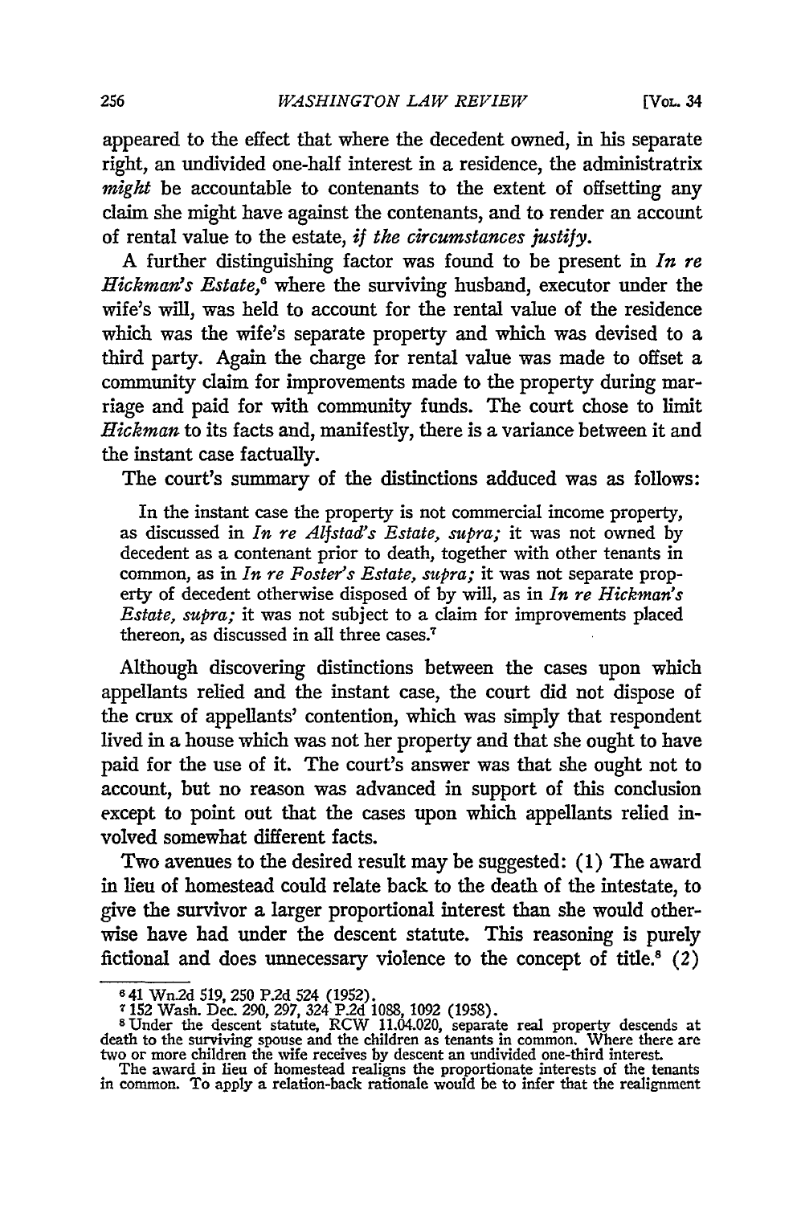appeared to the effect that where the decedent owned, in his separate right, an undivided one-half interest in a residence, the administratrix *might* be accountable to contenants to the extent of offsetting any claim she might have against the contenants, and to render an account of rental value to the estate, *if the circumstances justify.*

A further distinguishing factor was found to be present in *In re Hickman's Estate,*[6] where the surviving husband, executor under the wife's will, was held to account for the rental value of the residence which was the wife's separate property and which was devised to a third party. Again the charge for rental value was made to offset a community claim for improvements made to the property during marriage and paid for with community funds. The court chose to limit *Hickman* to its facts and, manifestly, there is a variance between it and the instant case factually.

The court's summary of the distinctions adduced was as follows:

> In the instant case the property is not commercial income property, as discussed in *In re Alfstad's Estate, supra;* it was not owned by decedent as a contenant prior to death, together with other tenants in common, as in *In re Foster's Estate, supra;* it was not separate property of decedent otherwise disposed of by will, as in *In re Hickman's Estate, supra;* it was not subject to a claim for improvements placed thereon, as discussed in all three cases.[7]

Although discovering distinctions between the cases upon which appellants relied and the instant case, the court did not dispose of the crux of appellants' contention, which was simply that respondent lived in a house which was not her property and that she ought to have paid for the use of it. The court's answer was that she ought not to account, but no reason was advanced in support of this conclusion except to point out that the cases upon which appellants relied involved somewhat different facts.

Two avenues to the desired result may be suggested: (1) The award in lieu of homestead could relate back to the death of the intestate, to give the survivor a larger proportional interest than she would otherwise have had under the descent statute. This reasoning is purely fictional and does unnecessary violence to the concept of title.[8] (2)

---

[6] 41 Wn.2d 519, 250 P.2d 524 (1952).

[7] 152 Wash. Dec. 290, 297, 324 P.2d 1088, 1092 (1958).

[8] Under the descent statute, RCW 11.04.020, separate real property descends at death to the surviving spouse and the children as tenants in common. Where there are two or more children the wife receives by descent an undivided one-third interest.

The award in lieu of homestead realigns the proportionate interests of the tenants in common. To apply a relation-back rationale would be to infer that the realignment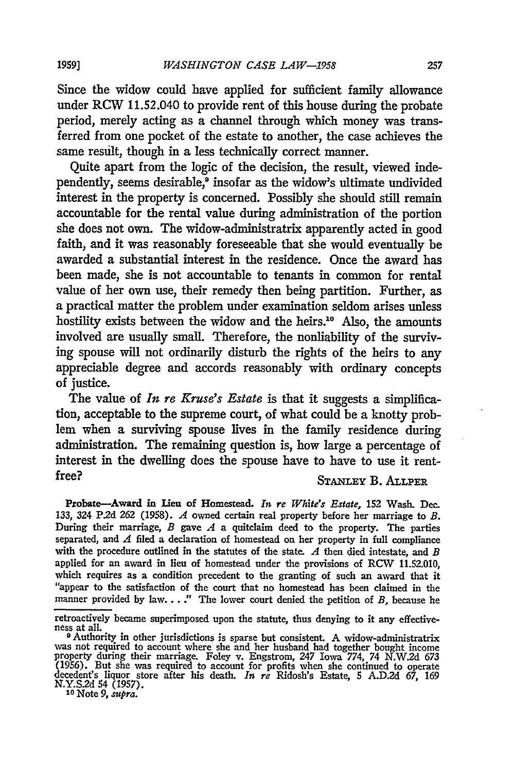Since the widow could have applied for sufficient family allowance under RCW 11.52.040 to provide rent of this house during the probate period, merely acting as a channel through which money was transferred from one pocket of the estate to another, the case achieves the same result, though in a less technically correct manner.

Quite apart from the logic of the decision, the result, viewed independently, seems desirable,[9] insofar as the widow's ultimate undivided interest in the property is concerned. Possibly she should still remain accountable for the rental value during administration of the portion she does not own. The widow-administratrix apparently acted in good faith, and it was reasonably foreseeable that she would eventually be awarded a substantial interest in the residence. Once the award has been made, she is not accountable to tenants in common for rental value of her own use, their remedy then being partition. Further, as a practical matter the problem under examination seldom arises unless hostility exists between the widow and the heirs.[10] Also, the amounts involved are usually small. Therefore, the nonliability of the surviving spouse will not ordinarily disturb the rights of the heirs to any appreciable degree and accords reasonably with ordinary concepts of justice.

The value of *In re Kruse's Estate* is that it suggests a simplification, acceptable to the supreme court, of what could be a knotty problem when a surviving spouse lives in the family residence during administration. The remaining question is, how large a percentage of interest in the dwelling does the spouse have to have to use it rent-free?

STANLEY B. ALLPER

**Probate—Award in Lieu of Homestead.** *In re White's Estate*, 152 Wash. Dec. 133, 324 P.2d 262 (1958). *A* owned certain real property before her marriage to *B*. During their marriage, *B* gave *A* a quitclaim deed to the property. The parties separated, and *A* filed a declaration of homestead on her property in full compliance with the procedure outlined in the statutes of the state. *A* then died intestate, and *B* applied for an award in lieu of homestead under the provisions of RCW 11.52.010, which requires as a condition precedent to the granting of such an award that it "appear to the satisfaction of the court that no homestead has been claimed in the manner provided by law. . . ." The lower court denied the petition of *B*, because he

---

retroactively became superimposed upon the statute, thus denying to it any effectiveness at all.

[9] Authority in other jurisdictions is sparse but consistent. A widow-administratrix was not required to account where she and her husband had together bought income property during their marriage. Foley v. Engstrom, 247 Iowa 774, 74 N.W.2d 673 (1956). But she was required to account for profits when she continued to operate decedent's liquor store after his death. *In re* Ridosh's Estate, 5 A.D.2d 67, 169 N.Y.S.2d 54 (1957).

[10] Note 9, *supra.*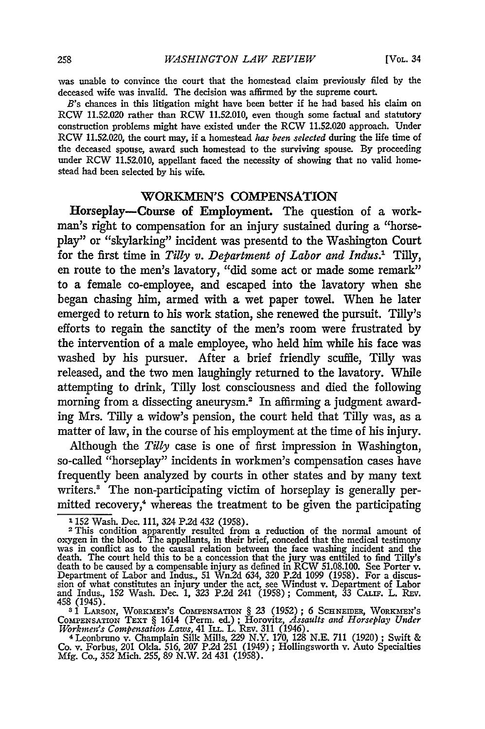was unable to convince the court that the homestead claim previously filed by the deceased wife was invalid. The decision was affirmed by the supreme court.

*B*'s chances in this litigation might have been better if he had based his claim on RCW 11.52.020 rather than RCW 11.52.010, even though some factual and statutory construction problems might have existed under the RCW 11.52.020 approach. Under RCW 11.52.020, the court may, if a homestead *has been selected* during the life time of the deceased spouse, award such homestead to the surviving spouse. By proceeding under RCW 11.52.010, appellant faced the necessity of showing that no valid homestead had been selected by his wife.

## WORKMEN'S COMPENSATION

**Horseplay—Course of Employment.** The question of a workman's right to compensation for an injury sustained during a "horseplay" or "skylarking" incident was presentd to the Washington Court for the first time in *Tilly v. Department of Labor and Indus.*[1] Tilly, en route to the men's lavatory, "did some act or made some remark" to a female co-employee, and escaped into the lavatory when she began chasing him, armed with a wet paper towel. When he later emerged to return to his work station, she renewed the pursuit. Tilly's efforts to regain the sanctity of the men's room were frustrated by the intervention of a male employee, who held him while his face was washed by his pursuer. After a brief friendly scuffle, Tilly was released, and the two men laughingly returned to the lavatory. While attempting to drink, Tilly lost consciousness and died the following morning from a dissecting aneurysm.[2] In affirming a judgment awarding Mrs. Tilly a widow's pension, the court held that Tilly was, as a matter of law, in the course of his employment at the time of his injury.

Although the *Tilly* case is one of first impression in Washington, so-called "horseplay" incidents in workmen's compensation cases have frequently been analyzed by courts in other states and by many text writers.[3] The non-participating victim of horseplay is generally permitted recovery,[4] whereas the treatment to be given the participating

---

[1] 152 Wash. Dec. 111, 324 P.2d 432 (1958).

[2] This condition apparently resulted from a reduction of the normal amount of oxygen in the blood. The appellants, in their brief, conceded that the medical testimony was in conflict as to the causal relation between the face washing incident and the death. The court held this to be a concession that the jury was enttiled to find Tilly's death to be caused by a compensable injury as defined in RCW 51.08.100. See Porter v. Department of Labor and Indus., 51 Wn.2d 634, 320 P.2d 1099 (1958). For a discussion of what constitutes an injury under the act, see Windust v. Department of Labor and Indus., 152 Wash. Dec. 1, 323 P.2d 241 (1958); Comment, 33 CALIF. L. REV. 458 (1945).

[3] 1 LARSON, WORKMEN'S COMPENSATION § 23 (1952); 6 SCHNEIDER, WORKMEN'S COMPENSATION TEXT § 1614 (Perm. ed.); Horovitz, *Assaults and Horseplay Under Workmen's Compensation Laws*, 41 ILL. L. REV. 311 (1946).

[4] Leonbruno v. Champlain Silk Mills, 229 N.Y. 170, 128 N.E. 711 (1920); Swift & Co. v. Forbus, 201 Okla. 516, 207 P.2d 251 (1949); Hollingsworth v. Auto Specialties Mfg. Co., 352 Mich. 255, 89 N.W. 2d 431 (1958).